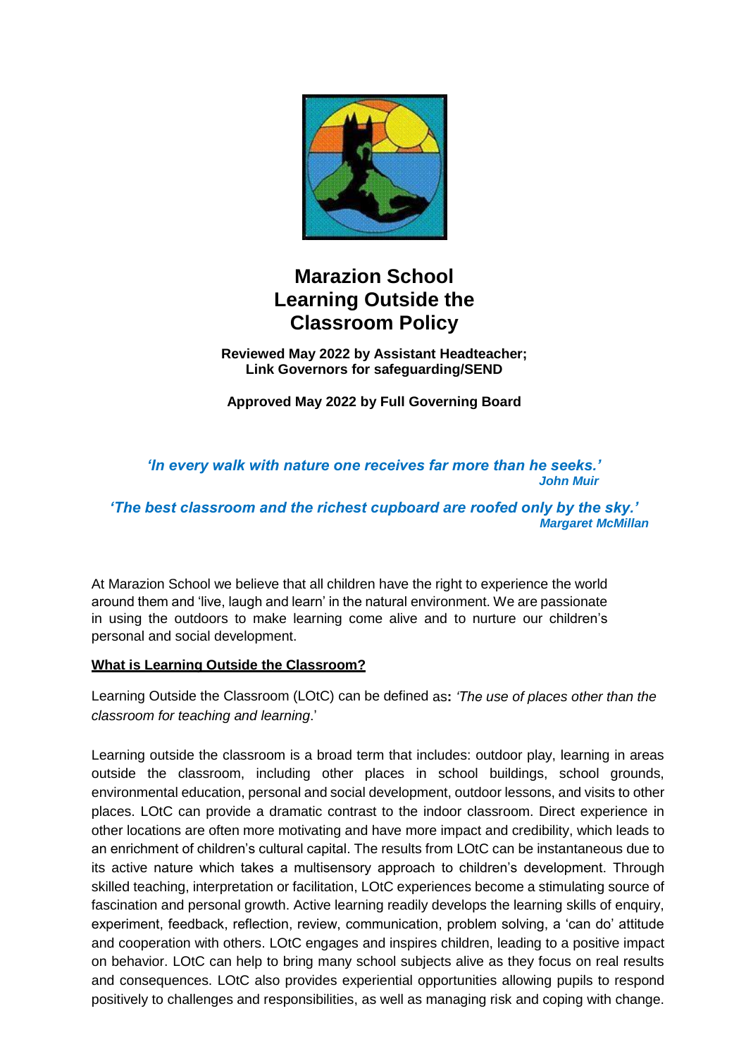# Marazion School
# Learning Outside the Classroom Policy

**Reviewed May 2022 by Assistant Headteacher;**
**Link Governors for safeguarding/SEND**

**Approved May 2022 by Full Governing Board**

***'In every walk with nature one receives far more than he seeks.'***
***John Muir***

***'The best classroom and the richest cupboard are roofed only by the sky.'***
***Margaret McMillan***

At Marazion School we believe that all children have the right to experience the world around them and 'live, laugh and learn' in the natural environment. We are passionate in using the outdoors to make learning come alive and to nurture our children's personal and social development.

## What is Learning Outside the Classroom?

Learning Outside the Classroom (LOtC) can be defined as**:** *'The use of places other than the classroom for teaching and learning*.'

Learning outside the classroom is a broad term that includes: outdoor play, learning in areas outside the classroom, including other places in school buildings, school grounds, environmental education, personal and social development, outdoor lessons, and visits to other places. LOtC can provide a dramatic contrast to the indoor classroom. Direct experience in other locations are often more motivating and have more impact and credibility, which leads to an enrichment of children's cultural capital. The results from LOtC can be instantaneous due to its active nature which takes a multisensory approach to children's development. Through skilled teaching, interpretation or facilitation, LOtC experiences become a stimulating source of fascination and personal growth. Active learning readily develops the learning skills of enquiry, experiment, feedback, reflection, review, communication, problem solving, a 'can do' attitude and cooperation with others. LOtC engages and inspires children, leading to a positive impact on behavior. LOtC can help to bring many school subjects alive as they focus on real results and consequences. LOtC also provides experiential opportunities allowing pupils to respond positively to challenges and responsibilities, as well as managing risk and coping with change.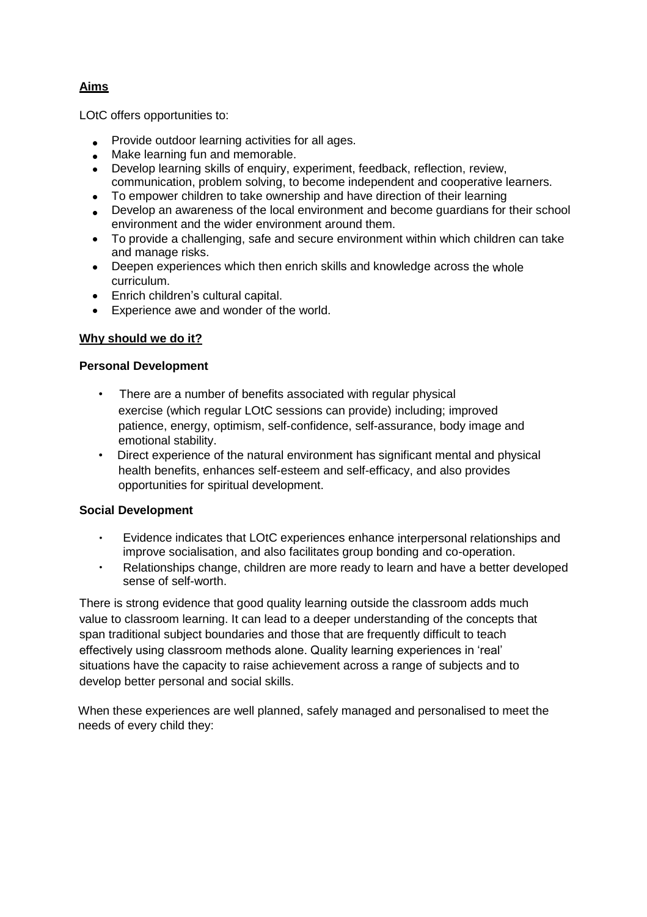## Aims

LOtC offers opportunities to:

- Provide outdoor learning activities for all ages.
- Make learning fun and memorable.
- Develop learning skills of enquiry, experiment, feedback, reflection, review, communication, problem solving, to become independent and cooperative learners.
- To empower children to take ownership and have direction of their learning
- Develop an awareness of the local environment and become guardians for their school environment and the wider environment around them.
- To provide a challenging, safe and secure environment within which children can take and manage risks.
- Deepen experiences which then enrich skills and knowledge across the whole curriculum.
- Enrich children's cultural capital.
- Experience awe and wonder of the world.

## Why should we do it?

### Personal Development

- There are a number of benefits associated with regular physical exercise (which regular LOtC sessions can provide) including; improved patience, energy, optimism, self-confidence, self-assurance, body image and emotional stability.
- Direct experience of the natural environment has significant mental and physical health benefits, enhances self-esteem and self-efficacy, and also provides opportunities for spiritual development.

### Social Development

- Evidence indicates that LOtC experiences enhance interpersonal relationships and improve socialisation, and also facilitates group bonding and co-operation.
- Relationships change, children are more ready to learn and have a better developed sense of self-worth.

There is strong evidence that good quality learning outside the classroom adds much value to classroom learning. It can lead to a deeper understanding of the concepts that span traditional subject boundaries and those that are frequently difficult to teach effectively using classroom methods alone. Quality learning experiences in 'real' situations have the capacity to raise achievement across a range of subjects and to develop better personal and social skills.

When these experiences are well planned, safely managed and personalised to meet the needs of every child they: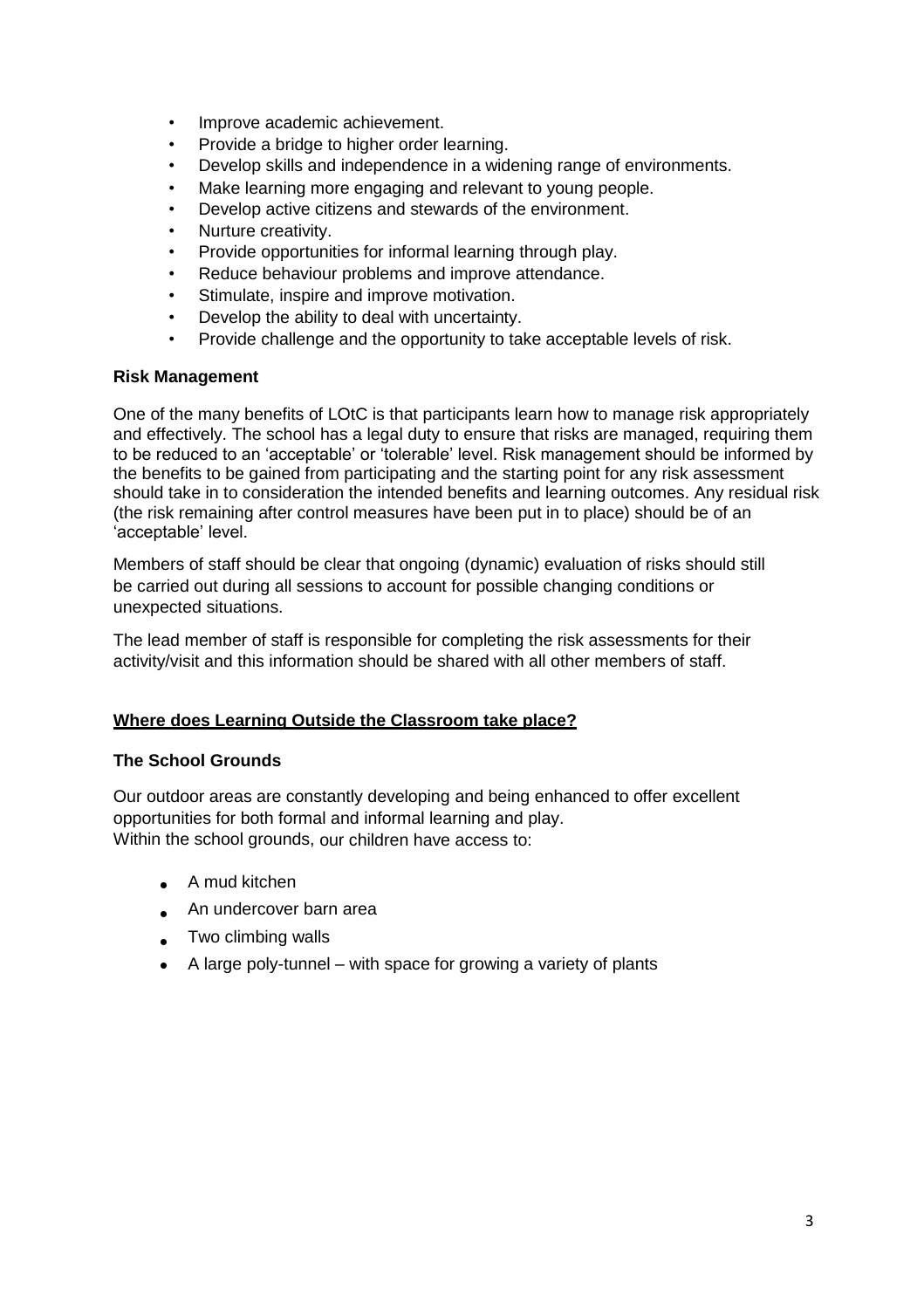- Improve academic achievement.
- Provide a bridge to higher order learning.
- Develop skills and independence in a widening range of environments.
- Make learning more engaging and relevant to young people.
- Develop active citizens and stewards of the environment.
- Nurture creativity.
- Provide opportunities for informal learning through play.
- Reduce behaviour problems and improve attendance.
- Stimulate, inspire and improve motivation.
- Develop the ability to deal with uncertainty.
- Provide challenge and the opportunity to take acceptable levels of risk.

**Risk Management**

One of the many benefits of LOtC is that participants learn how to manage risk appropriately and effectively. The school has a legal duty to ensure that risks are managed, requiring them to be reduced to an 'acceptable' or 'tolerable' level. Risk management should be informed by the benefits to be gained from participating and the starting point for any risk assessment should take in to consideration the intended benefits and learning outcomes. Any residual risk (the risk remaining after control measures have been put in to place) should be of an 'acceptable' level.

Members of staff should be clear that ongoing (dynamic) evaluation of risks should still be carried out during all sessions to account for possible changing conditions or unexpected situations.

The lead member of staff is responsible for completing the risk assessments for their activity/visit and this information should be shared with all other members of staff.

## Where does Learning Outside the Classroom take place?

**The School Grounds**

Our outdoor areas are constantly developing and being enhanced to offer excellent opportunities for both formal and informal learning and play.
Within the school grounds, our children have access to:

- A mud kitchen
- An undercover barn area
- Two climbing walls
- A large poly-tunnel – with space for growing a variety of plants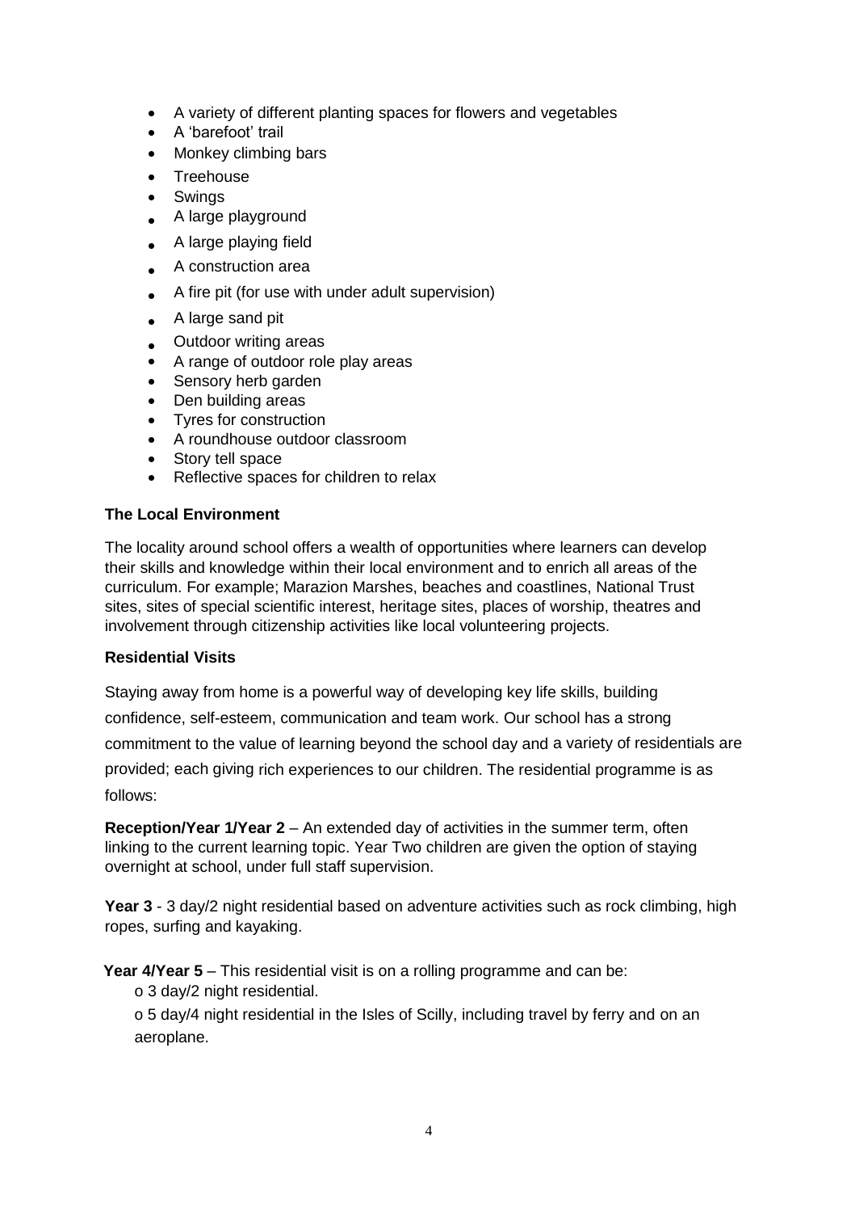- A variety of different planting spaces for flowers and vegetables
- A 'barefoot' trail
- Monkey climbing bars
- Treehouse
- Swings
- A large playground
- A large playing field
- A construction area
- A fire pit (for use with under adult supervision)
- A large sand pit
- Outdoor writing areas
- A range of outdoor role play areas
- Sensory herb garden
- Den building areas
- Tyres for construction
- A roundhouse outdoor classroom
- Story tell space
- Reflective spaces for children to relax

**The Local Environment**

The locality around school offers a wealth of opportunities where learners can develop their skills and knowledge within their local environment and to enrich all areas of the curriculum. For example; Marazion Marshes, beaches and coastlines, National Trust sites, sites of special scientific interest, heritage sites, places of worship, theatres and involvement through citizenship activities like local volunteering projects.

**Residential Visits**

Staying away from home is a powerful way of developing key life skills, building confidence, self-esteem, communication and team work. Our school has a strong commitment to the value of learning beyond the school day and a variety of residentials are provided; each giving rich experiences to our children. The residential programme is as follows:

**Reception/Year 1/Year 2** – An extended day of activities in the summer term, often linking to the current learning topic. Year Two children are given the option of staying overnight at school, under full staff supervision.

**Year 3** - 3 day/2 night residential based on adventure activities such as rock climbing, high ropes, surfing and kayaking.

**Year 4/Year 5** – This residential visit is on a rolling programme and can be:

- 3 day/2 night residential.
- 5 day/4 night residential in the Isles of Scilly, including travel by ferry and on an aeroplane.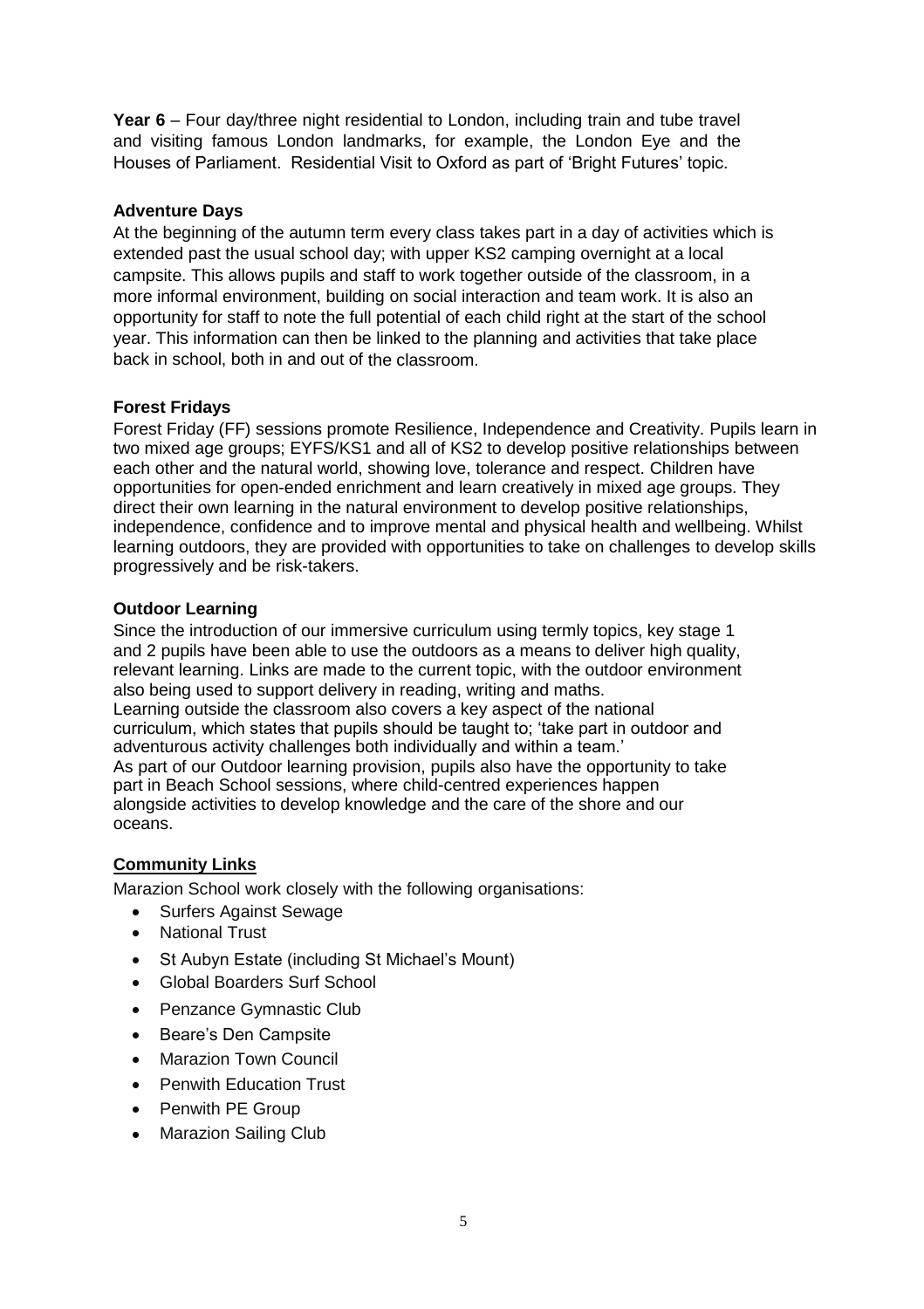**Year 6** – Four day/three night residential to London, including train and tube travel and visiting famous London landmarks, for example, the London Eye and the Houses of Parliament. Residential Visit to Oxford as part of 'Bright Futures' topic.

**Adventure Days**

At the beginning of the autumn term every class takes part in a day of activities which is extended past the usual school day; with upper KS2 camping overnight at a local campsite. This allows pupils and staff to work together outside of the classroom, in a more informal environment, building on social interaction and team work. It is also an opportunity for staff to note the full potential of each child right at the start of the school year. This information can then be linked to the planning and activities that take place back in school, both in and out of the classroom.

**Forest Fridays**

Forest Friday (FF) sessions promote Resilience, Independence and Creativity. Pupils learn in two mixed age groups; EYFS/KS1 and all of KS2 to develop positive relationships between each other and the natural world, showing love, tolerance and respect. Children have opportunities for open-ended enrichment and learn creatively in mixed age groups. They direct their own learning in the natural environment to develop positive relationships, independence, confidence and to improve mental and physical health and wellbeing. Whilst learning outdoors, they are provided with opportunities to take on challenges to develop skills progressively and be risk-takers.

**Outdoor Learning**

Since the introduction of our immersive curriculum using termly topics, key stage 1 and 2 pupils have been able to use the outdoors as a means to deliver high quality, relevant learning. Links are made to the current topic, with the outdoor environment also being used to support delivery in reading, writing and maths.
Learning outside the classroom also covers a key aspect of the national curriculum, which states that pupils should be taught to; 'take part in outdoor and adventurous activity challenges both individually and within a team.'
As part of our Outdoor learning provision, pupils also have the opportunity to take part in Beach School sessions, where child-centred experiences happen alongside activities to develop knowledge and the care of the shore and our oceans.

**Community Links**

Marazion School work closely with the following organisations:

- Surfers Against Sewage
- National Trust
- St Aubyn Estate (including St Michael's Mount)
- Global Boarders Surf School
- Penzance Gymnastic Club
- Beare's Den Campsite
- Marazion Town Council
- Penwith Education Trust
- Penwith PE Group
- Marazion Sailing Club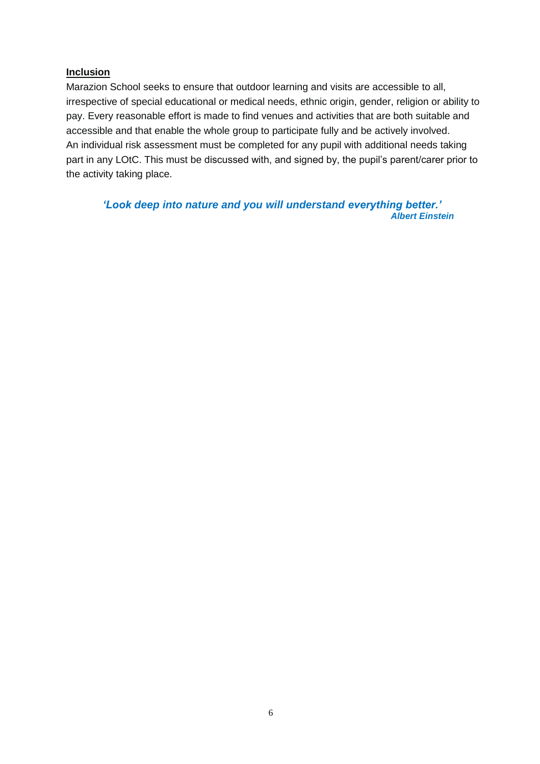## Inclusion

Marazion School seeks to ensure that outdoor learning and visits are accessible to all, irrespective of special educational or medical needs, ethnic origin, gender, religion or ability to pay. Every reasonable effort is made to find venues and activities that are both suitable and accessible and that enable the whole group to participate fully and be actively involved.
An individual risk assessment must be completed for any pupil with additional needs taking part in any LOtC. This must be discussed with, and signed by, the pupil's parent/carer prior to the activity taking place.

***'Look deep into nature and you will understand everything better.'***
***Albert Einstein***